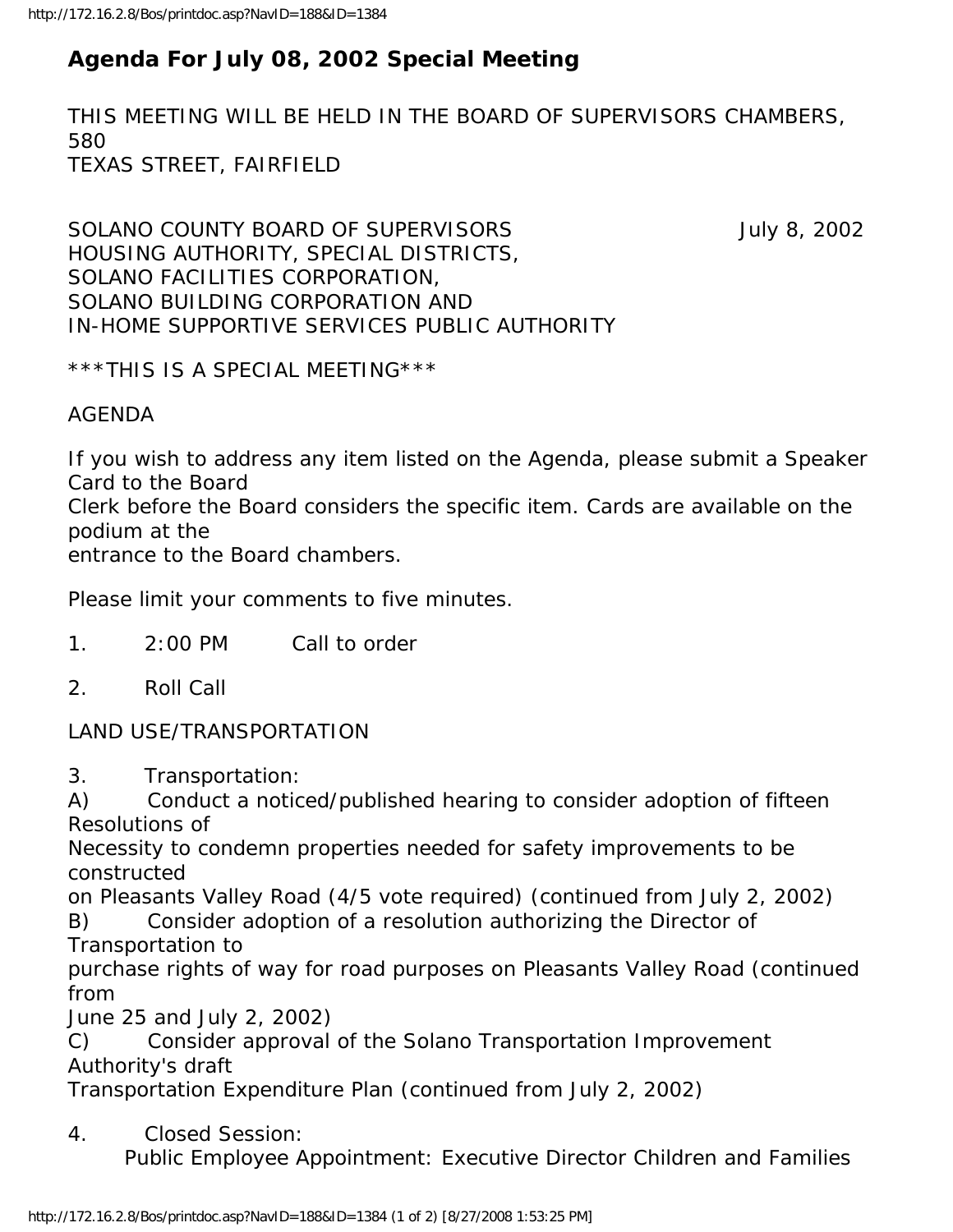# Agenda For July 08, 2002 Special Meeting

THIS MEETING WILL BE HELD IN THE BOARD OF SUPERVISORS CHAMBERS, 580 TEXAS STREET, FAIRFIELD

SOLANO COUNTY BOARD OF SUPERVISORS July 8, 2002
HOUSING AUTHORITY, SPECIAL DISTRICTS,
SOLANO FACILITIES CORPORATION,
SOLANO BUILDING CORPORATION AND
IN-HOME SUPPORTIVE SERVICES PUBLIC AUTHORITY

***THIS IS A SPECIAL MEETING***

AGENDA

If you wish to address any item listed on the Agenda, please submit a Speaker Card to the Board Clerk before the Board considers the specific item. Cards are available on the podium at the entrance to the Board chambers.

Please limit your comments to five minutes.

1. 2:00 PM Call to order

2. Roll Call

LAND USE/TRANSPORTATION

3. Transportation:
A) Conduct a noticed/published hearing to consider adoption of fifteen Resolutions of Necessity to condemn properties needed for safety improvements to be constructed on Pleasants Valley Road (4/5 vote required) (continued from July 2, 2002)
B) Consider adoption of a resolution authorizing the Director of Transportation to purchase rights of way for road purposes on Pleasants Valley Road (continued from June 25 and July 2, 2002)
C) Consider approval of the Solano Transportation Improvement Authority's draft Transportation Expenditure Plan (continued from July 2, 2002)

4. Closed Session:
Public Employee Appointment: Executive Director Children and Families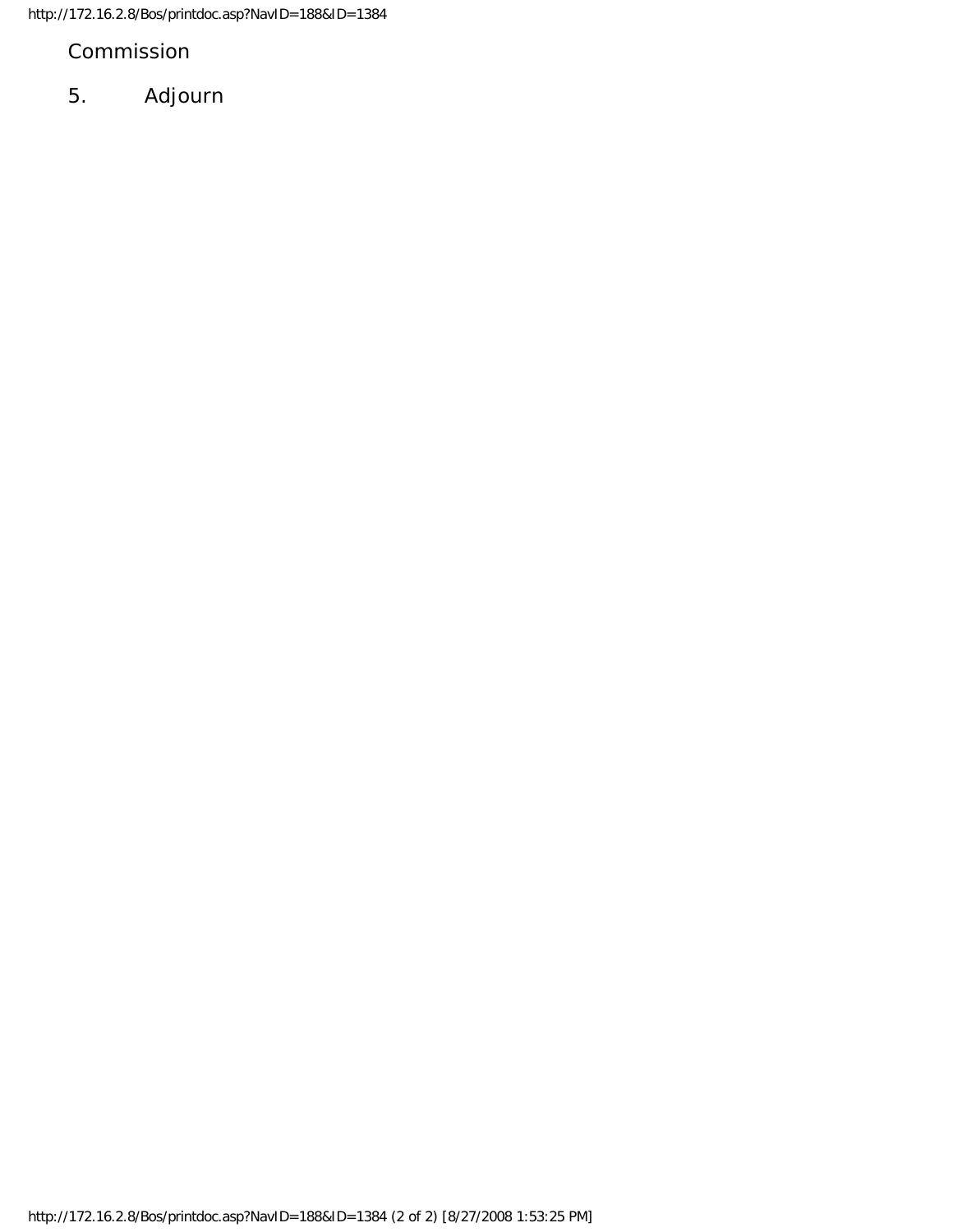Commission

5. Adjourn